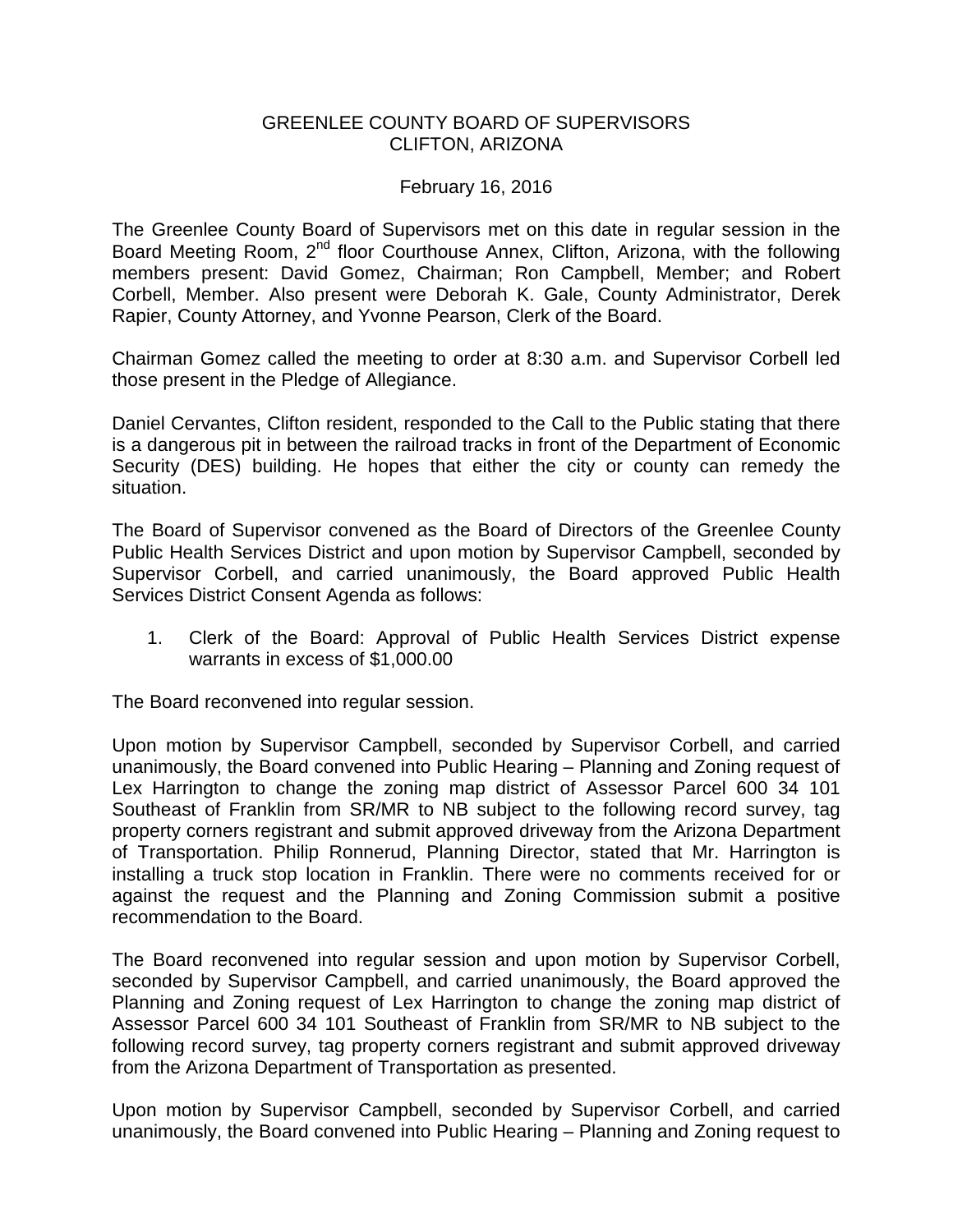GREENLEE COUNTY BOARD OF SUPERVISORS
CLIFTON, ARIZONA

February 16, 2016

The Greenlee County Board of Supervisors met on this date in regular session in the Board Meeting Room, 2nd floor Courthouse Annex, Clifton, Arizona, with the following members present: David Gomez, Chairman; Ron Campbell, Member; and Robert Corbell, Member. Also present were Deborah K. Gale, County Administrator, Derek Rapier, County Attorney, and Yvonne Pearson, Clerk of the Board.

Chairman Gomez called the meeting to order at 8:30 a.m. and Supervisor Corbell led those present in the Pledge of Allegiance.

Daniel Cervantes, Clifton resident, responded to the Call to the Public stating that there is a dangerous pit in between the railroad tracks in front of the Department of Economic Security (DES) building. He hopes that either the city or county can remedy the situation.

The Board of Supervisor convened as the Board of Directors of the Greenlee County Public Health Services District and upon motion by Supervisor Campbell, seconded by Supervisor Corbell, and carried unanimously, the Board approved Public Health Services District Consent Agenda as follows:

1. Clerk of the Board: Approval of Public Health Services District expense warrants in excess of $1,000.00

The Board reconvened into regular session.

Upon motion by Supervisor Campbell, seconded by Supervisor Corbell, and carried unanimously, the Board convened into Public Hearing – Planning and Zoning request of Lex Harrington to change the zoning map district of Assessor Parcel 600 34 101 Southeast of Franklin from SR/MR to NB subject to the following record survey, tag property corners registrant and submit approved driveway from the Arizona Department of Transportation. Philip Ronnerud, Planning Director, stated that Mr. Harrington is installing a truck stop location in Franklin. There were no comments received for or against the request and the Planning and Zoning Commission submit a positive recommendation to the Board.

The Board reconvened into regular session and upon motion by Supervisor Corbell, seconded by Supervisor Campbell, and carried unanimously, the Board approved the Planning and Zoning request of Lex Harrington to change the zoning map district of Assessor Parcel 600 34 101 Southeast of Franklin from SR/MR to NB subject to the following record survey, tag property corners registrant and submit approved driveway from the Arizona Department of Transportation as presented.

Upon motion by Supervisor Campbell, seconded by Supervisor Corbell, and carried unanimously, the Board convened into Public Hearing – Planning and Zoning request to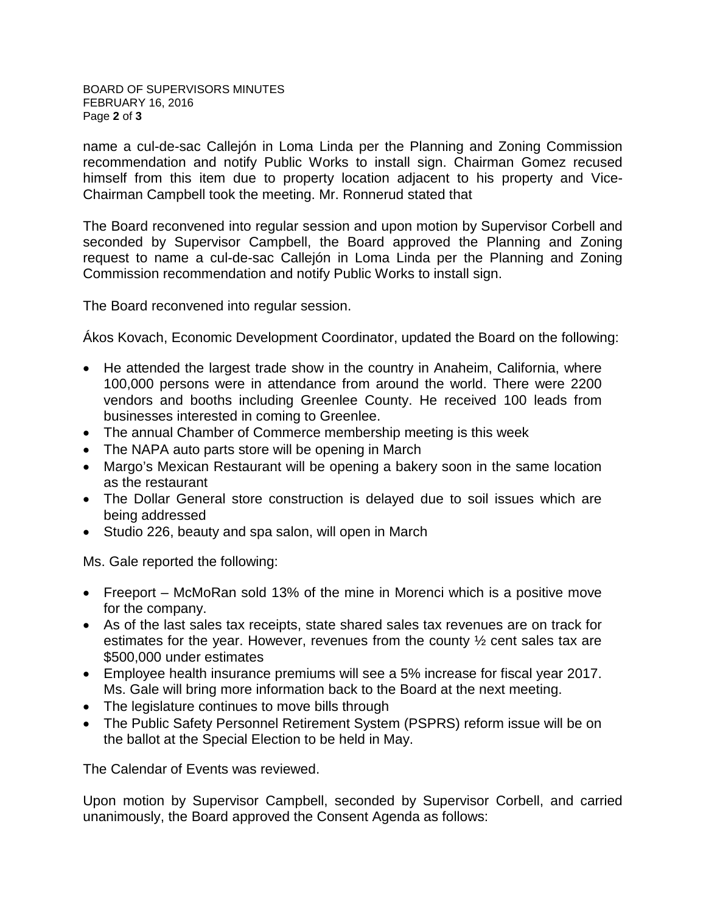name a cul-de-sac Callejón in Loma Linda per the Planning and Zoning Commission recommendation and notify Public Works to install sign. Chairman Gomez recused himself from this item due to property location adjacent to his property and Vice-Chairman Campbell took the meeting. Mr. Ronnerud stated that

The Board reconvened into regular session and upon motion by Supervisor Corbell and seconded by Supervisor Campbell, the Board approved the Planning and Zoning request to name a cul-de-sac Callejón in Loma Linda per the Planning and Zoning Commission recommendation and notify Public Works to install sign.

The Board reconvened into regular session.

Ákos Kovach, Economic Development Coordinator, updated the Board on the following:

- He attended the largest trade show in the country in Anaheim, California, where 100,000 persons were in attendance from around the world. There were 2200 vendors and booths including Greenlee County. He received 100 leads from businesses interested in coming to Greenlee.
- The annual Chamber of Commerce membership meeting is this week
- The NAPA auto parts store will be opening in March
- Margo's Mexican Restaurant will be opening a bakery soon in the same location as the restaurant
- The Dollar General store construction is delayed due to soil issues which are being addressed
- Studio 226, beauty and spa salon, will open in March

Ms. Gale reported the following:

- Freeport – McMoRan sold 13% of the mine in Morenci which is a positive move for the company.
- As of the last sales tax receipts, state shared sales tax revenues are on track for estimates for the year. However, revenues from the county ½ cent sales tax are $500,000 under estimates
- Employee health insurance premiums will see a 5% increase for fiscal year 2017. Ms. Gale will bring more information back to the Board at the next meeting.
- The legislature continues to move bills through
- The Public Safety Personnel Retirement System (PSPRS) reform issue will be on the ballot at the Special Election to be held in May.

The Calendar of Events was reviewed.

Upon motion by Supervisor Campbell, seconded by Supervisor Corbell, and carried unanimously, the Board approved the Consent Agenda as follows: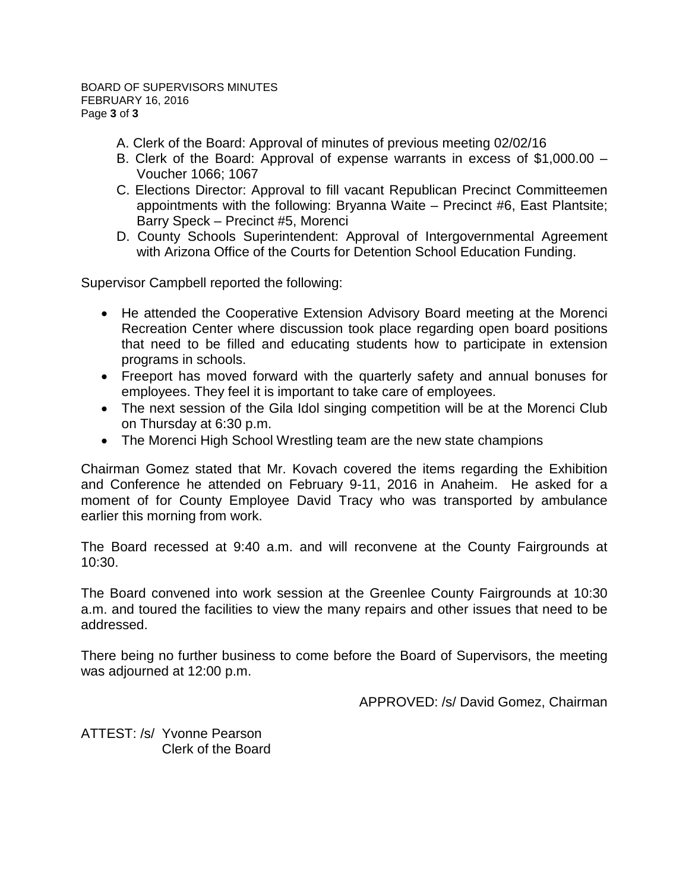A. Clerk of the Board: Approval of minutes of previous meeting 02/02/16
B. Clerk of the Board: Approval of expense warrants in excess of $1,000.00 – Voucher 1066; 1067
C. Elections Director: Approval to fill vacant Republican Precinct Committeemen appointments with the following: Bryanna Waite – Precinct #6, East Plantsite; Barry Speck – Precinct #5, Morenci
D. County Schools Superintendent: Approval of Intergovernmental Agreement with Arizona Office of the Courts for Detention School Education Funding.

Supervisor Campbell reported the following:

- He attended the Cooperative Extension Advisory Board meeting at the Morenci Recreation Center where discussion took place regarding open board positions that need to be filled and educating students how to participate in extension programs in schools.
- Freeport has moved forward with the quarterly safety and annual bonuses for employees. They feel it is important to take care of employees.
- The next session of the Gila Idol singing competition will be at the Morenci Club on Thursday at 6:30 p.m.
- The Morenci High School Wrestling team are the new state champions

Chairman Gomez stated that Mr. Kovach covered the items regarding the Exhibition and Conference he attended on February 9-11, 2016 in Anaheim. He asked for a moment of for County Employee David Tracy who was transported by ambulance earlier this morning from work.

The Board recessed at 9:40 a.m. and will reconvene at the County Fairgrounds at 10:30.

The Board convened into work session at the Greenlee County Fairgrounds at 10:30 a.m. and toured the facilities to view the many repairs and other issues that need to be addressed.

There being no further business to come before the Board of Supervisors, the meeting was adjourned at 12:00 p.m.

APPROVED: /s/ David Gomez, Chairman

ATTEST: /s/ Yvonne Pearson
Clerk of the Board